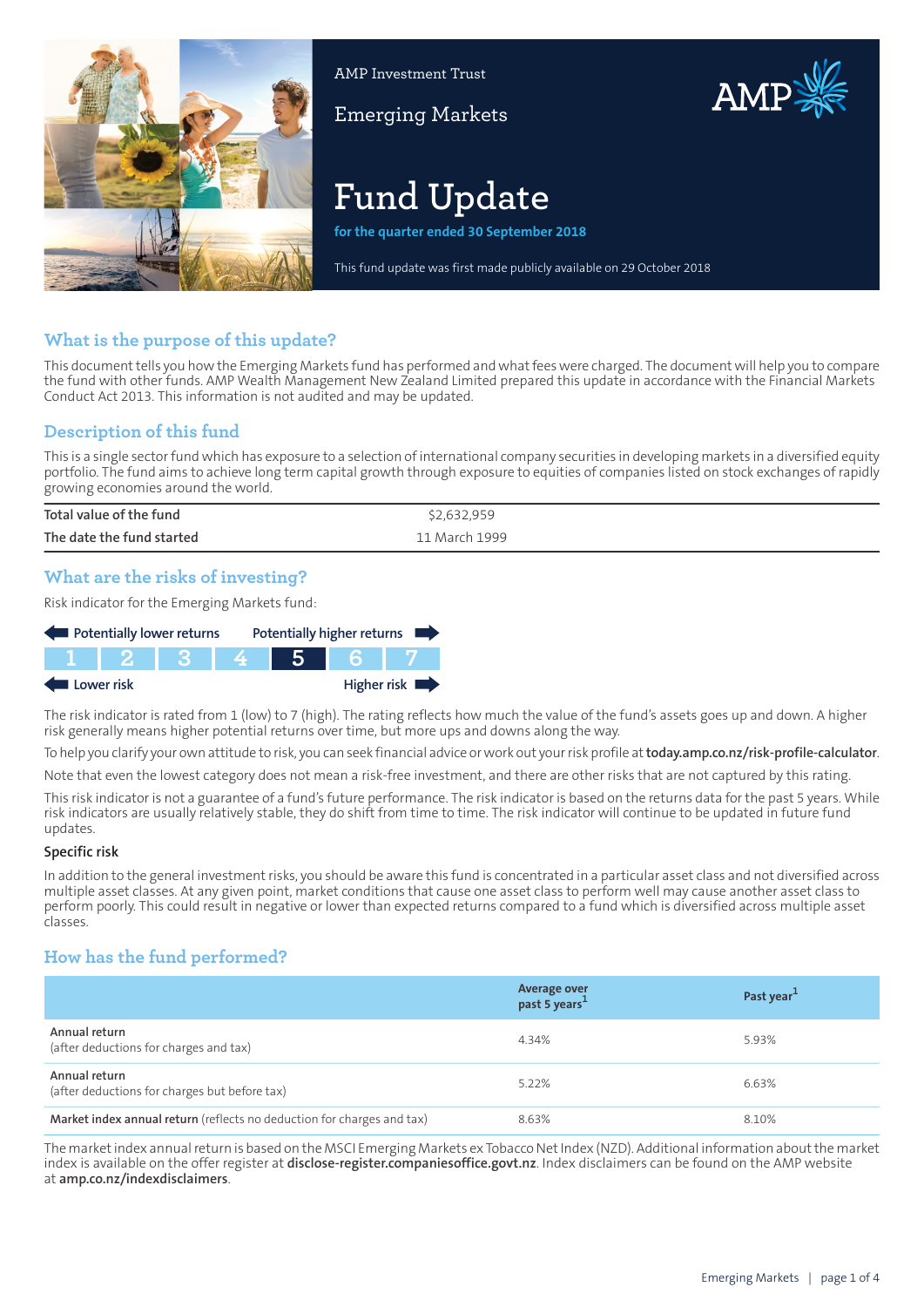AMP Investment Trust

Emerging Markets

# Fund Update

**for the quarter ended 30 September 2018**

This fund update was first made publicly available on 29 October 2018

## What is the purpose of this update?

This document tells you how the Emerging Markets fund has performed and what fees were charged. The document will help you to compare the fund with other funds. AMP Wealth Management New Zealand Limited prepared this update in accordance with the Financial Markets Conduct Act 2013. This information is not audited and may be updated.

## Description of this fund

This is a single sector fund which has exposure to a selection of international company securities in developing markets in a diversified equity portfolio. The fund aims to achieve long term capital growth through exposure to equities of companies listed on stock exchanges of rapidly growing economies around the world.

| | |
|---|---|
| Total value of the fund | $2,632,959 |
| The date the fund started | 11 March 1999 |

## What are the risks of investing?

Risk indicator for the Emerging Markets fund:

Potentially lower returns ← → Potentially higher returns

| 1 | 2 | 3 | 4 | **5** | 6 | 7 |
|---|---|---|---|---|---|---|

Lower risk ← → Higher risk

The risk indicator is rated from 1 (low) to 7 (high). The rating reflects how much the value of the fund's assets goes up and down. A higher risk generally means higher potential returns over time, but more ups and downs along the way.

To help you clarify your own attitude to risk, you can seek financial advice or work out your risk profile at **today.amp.co.nz/risk-profile-calculator**.

Note that even the lowest category does not mean a risk-free investment, and there are other risks that are not captured by this rating.

This risk indicator is not a guarantee of a fund's future performance. The risk indicator is based on the returns data for the past 5 years. While risk indicators are usually relatively stable, they do shift from time to time. The risk indicator will continue to be updated in future fund updates.

### Specific risk

In addition to the general investment risks, you should be aware this fund is concentrated in a particular asset class and not diversified across multiple asset classes. At any given point, market conditions that cause one asset class to perform well may cause another asset class to perform poorly. This could result in negative or lower than expected returns compared to a fund which is diversified across multiple asset classes.

## How has the fund performed?

| | Average over past 5 years[1] | Past year[1] |
|---|---|---|
| **Annual return** (after deductions for charges and tax) | 4.34% | 5.93% |
| **Annual return** (after deductions for charges but before tax) | 5.22% | 6.63% |
| **Market index annual return** (reflects no deduction for charges and tax) | 8.63% | 8.10% |

The market index annual return is based on the MSCI Emerging Markets ex Tobacco Net Index (NZD). Additional information about the market index is available on the offer register at **disclose-register.companiesoffice.govt.nz**. Index disclaimers can be found on the AMP website at **amp.co.nz/indexdisclaimers**.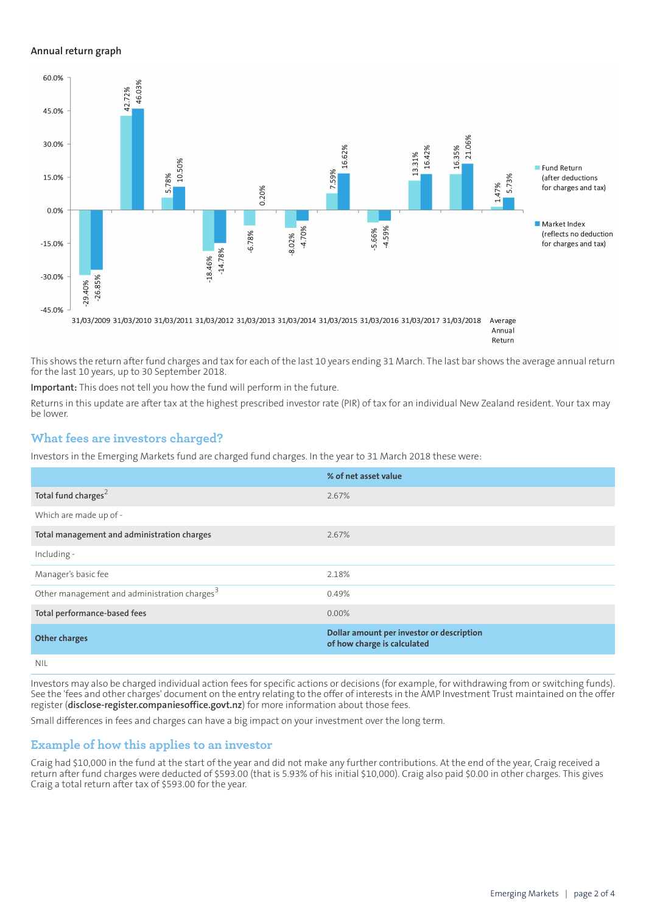## Annual return graph

| Year | Fund Return (after deductions for charges and tax) | Market Index (reflects no deduction for charges and tax) |
|---|---|---|
| 31/03/2009 | -29.40% | -26.85% |
| 31/03/2010 | 42.72% | 46.03% |
| 31/03/2011 | 5.78% | 10.50% |
| 31/03/2012 | -18.46% | -14.78% |
| 31/03/2013 | -6.78% | 0.20% |
| 31/03/2014 | -8.02% | -4.70% |
| 31/03/2015 | 7.59% | 16.62% |
| 31/03/2016 | -5.66% | -4.59% |
| 31/03/2017 | 13.31% | 16.42% |
| 31/03/2018 | 16.35% | 21.06% |
| Average Annual Return | 1.47% | 5.73% |

This shows the return after fund charges and tax for each of the last 10 years ending 31 March. The last bar shows the average annual return for the last 10 years, up to 30 September 2018.

**Important:** This does not tell you how the fund will perform in the future.

Returns in this update are after tax at the highest prescribed investor rate (PIR) of tax for an individual New Zealand resident. Your tax may be lower.

## What fees are investors charged?

Investors in the Emerging Markets fund are charged fund charges. In the year to 31 March 2018 these were:

| | % of net asset value |
|---|---|
| **Total fund charges**[2] | 2.67% |
| Which are made up of - | |
| **Total management and administration charges** | 2.67% |
| Including - | |
| Manager's basic fee | 2.18% |
| Other management and administration charges[3] | 0.49% |
| **Total performance-based fees** | 0.00% |
| **Other charges** | **Dollar amount per investor or description of how charge is calculated** |
| NIL | |

Investors may also be charged individual action fees for specific actions or decisions (for example, for withdrawing from or switching funds). See the 'fees and other charges' document on the entry relating to the offer of interests in the AMP Investment Trust maintained on the offer register (**disclose-register.companiesoffice.govt.nz**) for more information about those fees.

Small differences in fees and charges can have a big impact on your investment over the long term.

## Example of how this applies to an investor

Craig had $10,000 in the fund at the start of the year and did not make any further contributions. At the end of the year, Craig received a return after fund charges were deducted of $593.00 (that is 5.93% of his initial $10,000). Craig also paid $0.00 in other charges. This gives Craig a total return after tax of $593.00 for the year.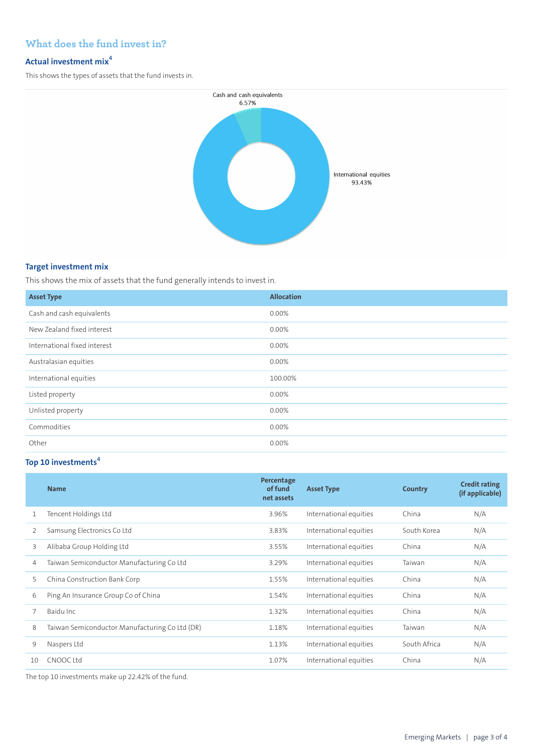## What does the fund invest in?

### Actual investment mix[4]

This shows the types of assets that the fund invests in.

Cash and cash equivalents 6.57%

International equities 93.43%

### Target investment mix

This shows the mix of assets that the fund generally intends to invest in.

| Asset Type | Allocation |
|---|---|
| Cash and cash equivalents | 0.00% |
| New Zealand fixed interest | 0.00% |
| International fixed interest | 0.00% |
| Australasian equities | 0.00% |
| International equities | 100.00% |
| Listed property | 0.00% |
| Unlisted property | 0.00% |
| Commodities | 0.00% |
| Other | 0.00% |

### Top 10 investments[4]

| | Name | Percentage of fund net assets | Asset Type | Country | Credit rating (if applicable) |
|---|---|---|---|---|---|
| 1 | Tencent Holdings Ltd | 3.96% | International equities | China | N/A |
| 2 | Samsung Electronics Co Ltd | 3.83% | International equities | South Korea | N/A |
| 3 | Alibaba Group Holding Ltd | 3.55% | International equities | China | N/A |
| 4 | Taiwan Semiconductor Manufacturing Co Ltd | 3.29% | International equities | Taiwan | N/A |
| 5 | China Construction Bank Corp | 1.55% | International equities | China | N/A |
| 6 | Ping An Insurance Group Co of China | 1.54% | International equities | China | N/A |
| 7 | Baidu Inc | 1.32% | International equities | China | N/A |
| 8 | Taiwan Semiconductor Manufacturing Co Ltd (DR) | 1.18% | International equities | Taiwan | N/A |
| 9 | Naspers Ltd | 1.13% | International equities | South Africa | N/A |
| 10 | CNOOC Ltd | 1.07% | International equities | China | N/A |

The top 10 investments make up 22.42% of the fund.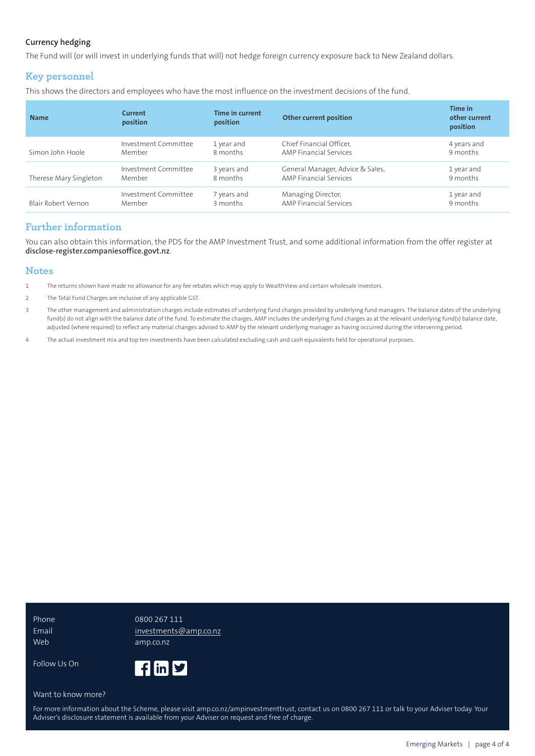**Currency hedging**

The Fund will (or will invest in underlying funds that will) not hedge foreign currency exposure back to New Zealand dollars.

## Key personnel

This shows the directors and employees who have the most influence on the investment decisions of the fund.

| Name | Current position | Time in current position | Other current position | Time in other current position |
|---|---|---|---|---|
| Simon John Hoole | Investment Committee Member | 1 year and 8 months | Chief Financial Officer, AMP Financial Services | 4 years and 9 months |
| Therese Mary Singleton | Investment Committee Member | 3 years and 8 months | General Manager, Advice & Sales, AMP Financial Services | 1 year and 9 months |
| Blair Robert Vernon | Investment Committee Member | 7 years and 3 months | Managing Director, AMP Financial Services | 1 year and 9 months |

## Further information

You can also obtain this information, the PDS for the AMP Investment Trust, and some additional information from the offer register at **disclose-register.companiesoffice.govt.nz**.

## Notes

1. The returns shown have made no allowance for any fee rebates which may apply to WealthView and certain wholesale investors.
2. The Total Fund Charges are inclusive of any applicable GST.
3. The other management and administration charges include estimates of underlying fund charges provided by underlying fund managers. The balance dates of the underlying fund(s) do not align with the balance date of the fund. To estimate the charges, AMP includes the underlying fund charges as at the relevant underlying fund(s) balance date, adjusted (where required) to reflect any material changes advised to AMP by the relevant underlying manager as having occurred during the intervening period.
4. The actual investment mix and top ten investments have been calculated excluding cash and cash equivalents held for operational purposes.

Phone 0800 267 111
Email investments@amp.co.nz
Web amp.co.nz

Follow Us On

Want to know more?

For more information about the Scheme, please visit amp.co.nz/ampinvestmenttrust, contact us on 0800 267 111 or talk to your Adviser today. Your Adviser's disclosure statement is available from your Adviser on request and free of charge.